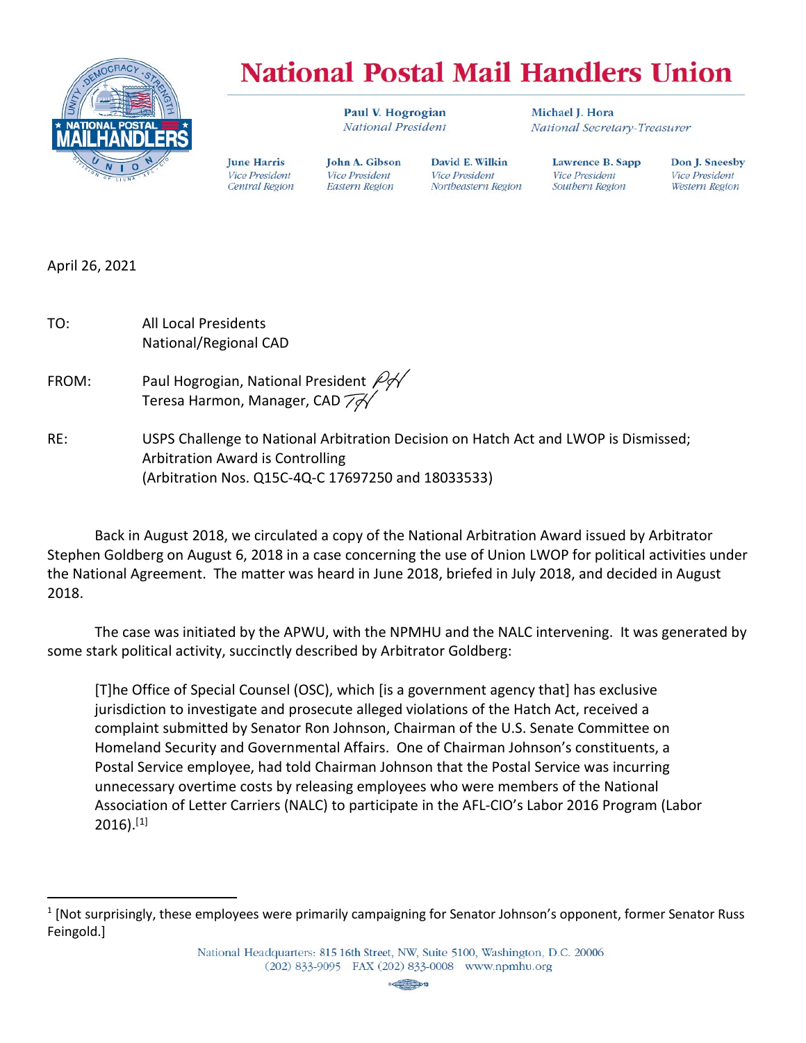# National Postal Mail Handlers Union

**Paul V. Hogrogian**
*National President*

**Michael J. Hora**
*National Secretary-Treasurer*

**June Harris**
*Vice President*
*Central Region*

**John A. Gibson**
*Vice President*
*Eastern Region*

**David E. Wilkin**
*Vice President*
*Northeastern Region*

**Lawrence B. Sapp**
*Vice President*
*Southern Region*

**Don J. Sneesby**
*Vice President*
*Western Region*

April 26, 2021

TO: All Local Presidents
National/Regional CAD

FROM: Paul Hogrogian, National President
Teresa Harmon, Manager, CAD

RE: USPS Challenge to National Arbitration Decision on Hatch Act and LWOP is Dismissed; Arbitration Award is Controlling
(Arbitration Nos. Q15C-4Q-C 17697250 and 18033533)

Back in August 2018, we circulated a copy of the National Arbitration Award issued by Arbitrator Stephen Goldberg on August 6, 2018 in a case concerning the use of Union LWOP for political activities under the National Agreement. The matter was heard in June 2018, briefed in July 2018, and decided in August 2018.

The case was initiated by the APWU, with the NPMHU and the NALC intervening. It was generated by some stark political activity, succinctly described by Arbitrator Goldberg:

> [T]he Office of Special Counsel (OSC), which [is a government agency that] has exclusive jurisdiction to investigate and prosecute alleged violations of the Hatch Act, received a complaint submitted by Senator Ron Johnson, Chairman of the U.S. Senate Committee on Homeland Security and Governmental Affairs. One of Chairman Johnson's constituents, a Postal Service employee, had told Chairman Johnson that the Postal Service was incurring unnecessary overtime costs by releasing employees who were members of the National Association of Letter Carriers (NALC) to participate in the AFL-CIO's Labor 2016 Program (Labor 2016).[1]

[1] [Not surprisingly, these employees were primarily campaigning for Senator Johnson's opponent, former Senator Russ Feingold.]

National Headquarters: 815 16th Street, NW, Suite 5100, Washington, D.C. 20006
(202) 833-9095 FAX (202) 833-0008 www.npmhu.org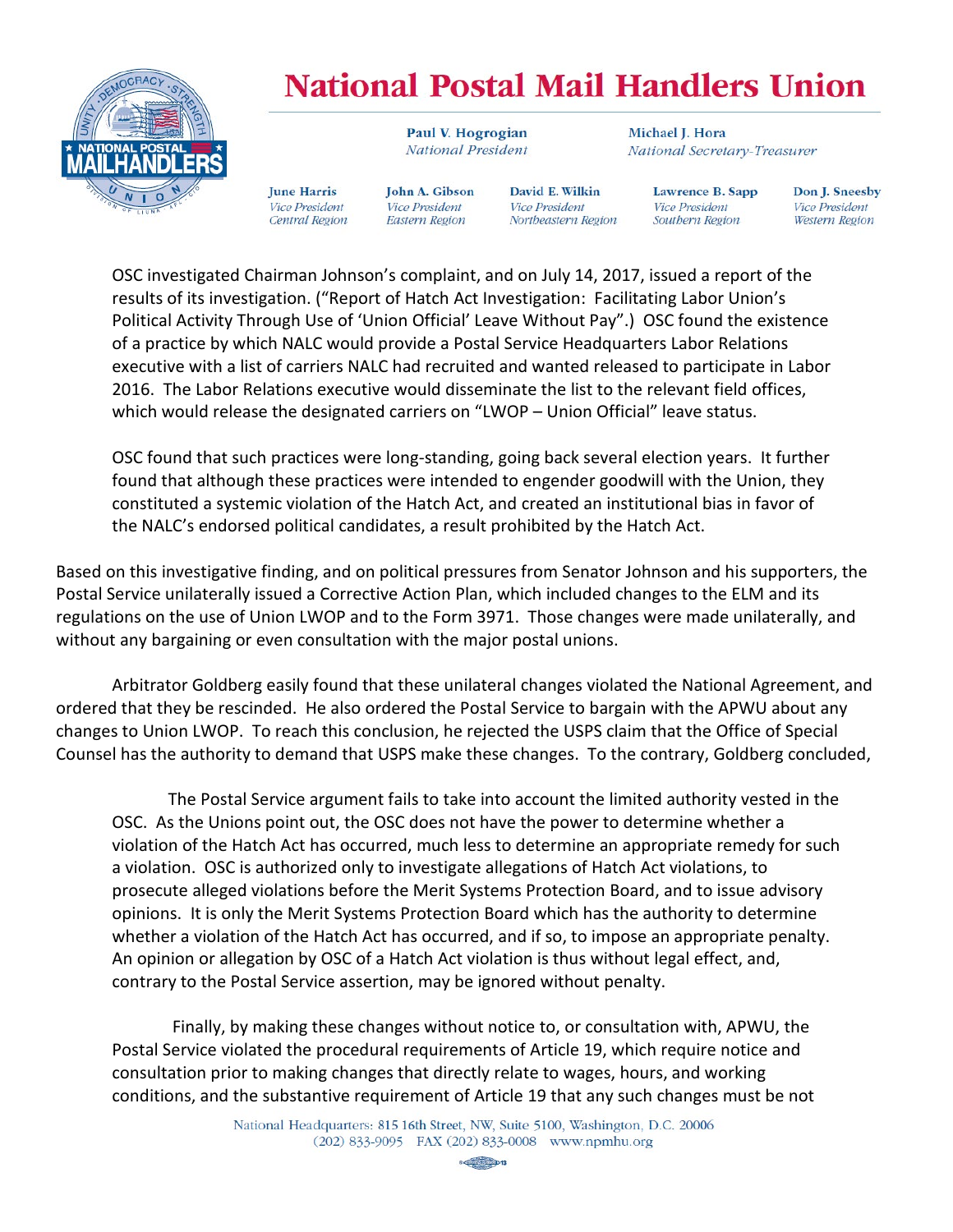OSC investigated Chairman Johnson's complaint, and on July 14, 2017, issued a report of the results of its investigation. ("Report of Hatch Act Investigation: Facilitating Labor Union's Political Activity Through Use of 'Union Official' Leave Without Pay".) OSC found the existence of a practice by which NALC would provide a Postal Service Headquarters Labor Relations executive with a list of carriers NALC had recruited and wanted released to participate in Labor 2016. The Labor Relations executive would disseminate the list to the relevant field offices, which would release the designated carriers on "LWOP – Union Official" leave status.

OSC found that such practices were long-standing, going back several election years. It further found that although these practices were intended to engender goodwill with the Union, they constituted a systemic violation of the Hatch Act, and created an institutional bias in favor of the NALC's endorsed political candidates, a result prohibited by the Hatch Act.

Based on this investigative finding, and on political pressures from Senator Johnson and his supporters, the Postal Service unilaterally issued a Corrective Action Plan, which included changes to the ELM and its regulations on the use of Union LWOP and to the Form 3971. Those changes were made unilaterally, and without any bargaining or even consultation with the major postal unions.

Arbitrator Goldberg easily found that these unilateral changes violated the National Agreement, and ordered that they be rescinded. He also ordered the Postal Service to bargain with the APWU about any changes to Union LWOP. To reach this conclusion, he rejected the USPS claim that the Office of Special Counsel has the authority to demand that USPS make these changes. To the contrary, Goldberg concluded,

> The Postal Service argument fails to take into account the limited authority vested in the OSC. As the Unions point out, the OSC does not have the power to determine whether a violation of the Hatch Act has occurred, much less to determine an appropriate remedy for such a violation. OSC is authorized only to investigate allegations of Hatch Act violations, to prosecute alleged violations before the Merit Systems Protection Board, and to issue advisory opinions. It is only the Merit Systems Protection Board which has the authority to determine whether a violation of the Hatch Act has occurred, and if so, to impose an appropriate penalty. An opinion or allegation by OSC of a Hatch Act violation is thus without legal effect, and, contrary to the Postal Service assertion, may be ignored without penalty.
>
> Finally, by making these changes without notice to, or consultation with, APWU, the Postal Service violated the procedural requirements of Article 19, which require notice and consultation prior to making changes that directly relate to wages, hours, and working conditions, and the substantive requirement of Article 19 that any such changes must be not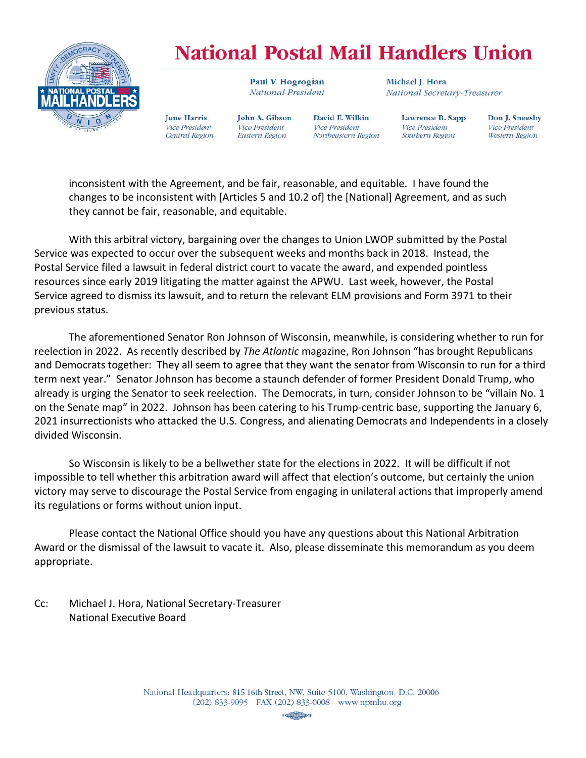> inconsistent with the Agreement, and be fair, reasonable, and equitable. I have found the changes to be inconsistent with [Articles 5 and 10.2 of] the [National] Agreement, and as such they cannot be fair, reasonable, and equitable.

With this arbitral victory, bargaining over the changes to Union LWOP submitted by the Postal Service was expected to occur over the subsequent weeks and months back in 2018. Instead, the Postal Service filed a lawsuit in federal district court to vacate the award, and expended pointless resources since early 2019 litigating the matter against the APWU. Last week, however, the Postal Service agreed to dismiss its lawsuit, and to return the relevant ELM provisions and Form 3971 to their previous status.

The aforementioned Senator Ron Johnson of Wisconsin, meanwhile, is considering whether to run for reelection in 2022. As recently described by *The Atlantic* magazine, Ron Johnson "has brought Republicans and Democrats together: They all seem to agree that they want the senator from Wisconsin to run for a third term next year." Senator Johnson has become a staunch defender of former President Donald Trump, who already is urging the Senator to seek reelection. The Democrats, in turn, consider Johnson to be "villain No. 1 on the Senate map" in 2022. Johnson has been catering to his Trump-centric base, supporting the January 6, 2021 insurrectionists who attacked the U.S. Congress, and alienating Democrats and Independents in a closely divided Wisconsin.

So Wisconsin is likely to be a bellwether state for the elections in 2022. It will be difficult if not impossible to tell whether this arbitration award will affect that election's outcome, but certainly the union victory may serve to discourage the Postal Service from engaging in unilateral actions that improperly amend its regulations or forms without union input.

Please contact the National Office should you have any questions about this National Arbitration Award or the dismissal of the lawsuit to vacate it. Also, please disseminate this memorandum as you deem appropriate.

Cc: Michael J. Hora, National Secretary-Treasurer
National Executive Board